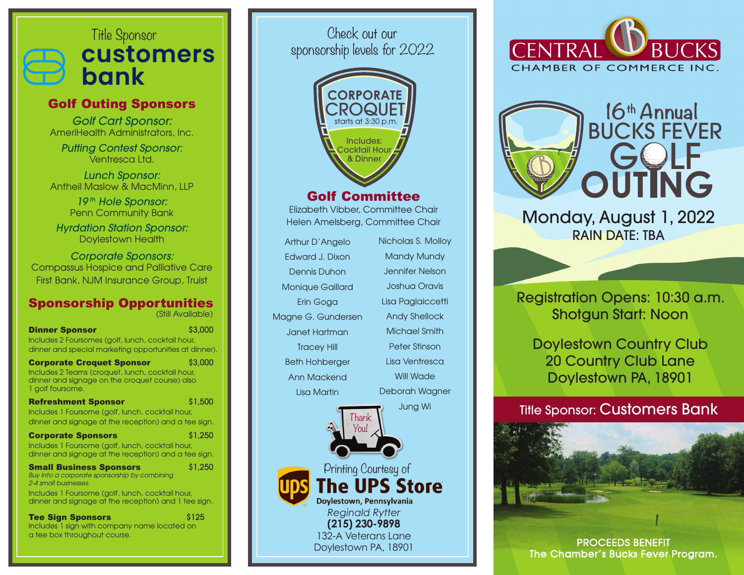Title Sponsor

# customers bank

## Golf Outing Sponsors

*Golf Cart Sponsor:*
AmeriHealth Administrators, Inc.

*Putting Contest Sponsor:*
Ventresca Ltd.

*Lunch Sponsor:*
Antheil Maslow & MacMinn, LLP

*19th Hole Sponsor:*
Penn Community Bank

*Hyrdation Station Sponsor:*
Doylestown Health

*Corporate Sponsors:*
Compassus Hospice and Palliative Care
First Bank, NJM Insurance Group, Truist

## Sponsorship Opportunities

(Still Available)

**Dinner Sponsor** $3,000
Includes 2 Foursomes (golf, lunch, cocktail hour, dinner and special marketing opportunities at dinner).

**Corporate Croquet Sponsor** $3,000
Includes 2 Teams (croquet, lunch, cocktail hour, dinner and signage on the croquet course) also 1 golf foursome.

**Refreshment Sponsor** $1,500
Includes 1 Foursome (golf, lunch, cocktail hour, dinner and signage at the reception) and a tee sign.

**Corporate Sponsors** $1,250
Includes 1 Foursome (golf, lunch, cocktail hour, dinner and signage at the reception) and a tee sign.

**Small Business Sponsors** $1,250
*Buy into a corporate sponsorship by combining 2-4 small businesses.*
Includes 1 Foursome (golf, lunch, cocktail hour, dinner and signage at the reception) and 1 tee sign.

**Tee Sign Sponsors** $125
Includes 1 sign with company name located on a tee box throughout course.

Check out our sponsorship levels for 2022

**CORPORATE CROQUET**
starts at 3:30 p.m.
Includes: Cocktail Hour & Dinner

## Golf Committee

Elizabeth Vibber, Committee Chair
Helen Amelsberg, Committee Chair

Arthur D'Angelo
Edward J. Dixon
Dennis Duhon
Monique Gaillard
Erin Goga
Magne G. Gundersen
Janet Hartman
Tracey Hill
Beth Hohberger
Ann Mackend
Lisa Martin
Nicholas S. Molloy
Mandy Mundy
Jennifer Nelson
Joshua Oravis
Lisa Paglaiccetti
Andy Shellock
Michael Smith
Peter Stinson
Lisa Ventresca
Will Wade
Deborah Wagner
Jung Wi

Thank You!

Printing Courtesy of
**The UPS Store**
**Doylestown, Pennsylvania**
*Reginald Rytter*
**(215) 230-9898**
132-A Veterans Lane
Doylestown PA, 18901

CENTRAL BUCKS
CHAMBER OF COMMERCE INC.

# 16th Annual BUCKS FEVER GOLF OUTING

## Monday, August 1, 2022
RAIN DATE: TBA

Registration Opens: 10:30 a.m.
Shotgun Start: Noon

Doylestown Country Club
20 Country Club Lane
Doylestown PA, 18901

Title Sponsor: Customers Bank

**PROCEEDS BENEFIT**
**The Chamber's Bucks Fever Program.**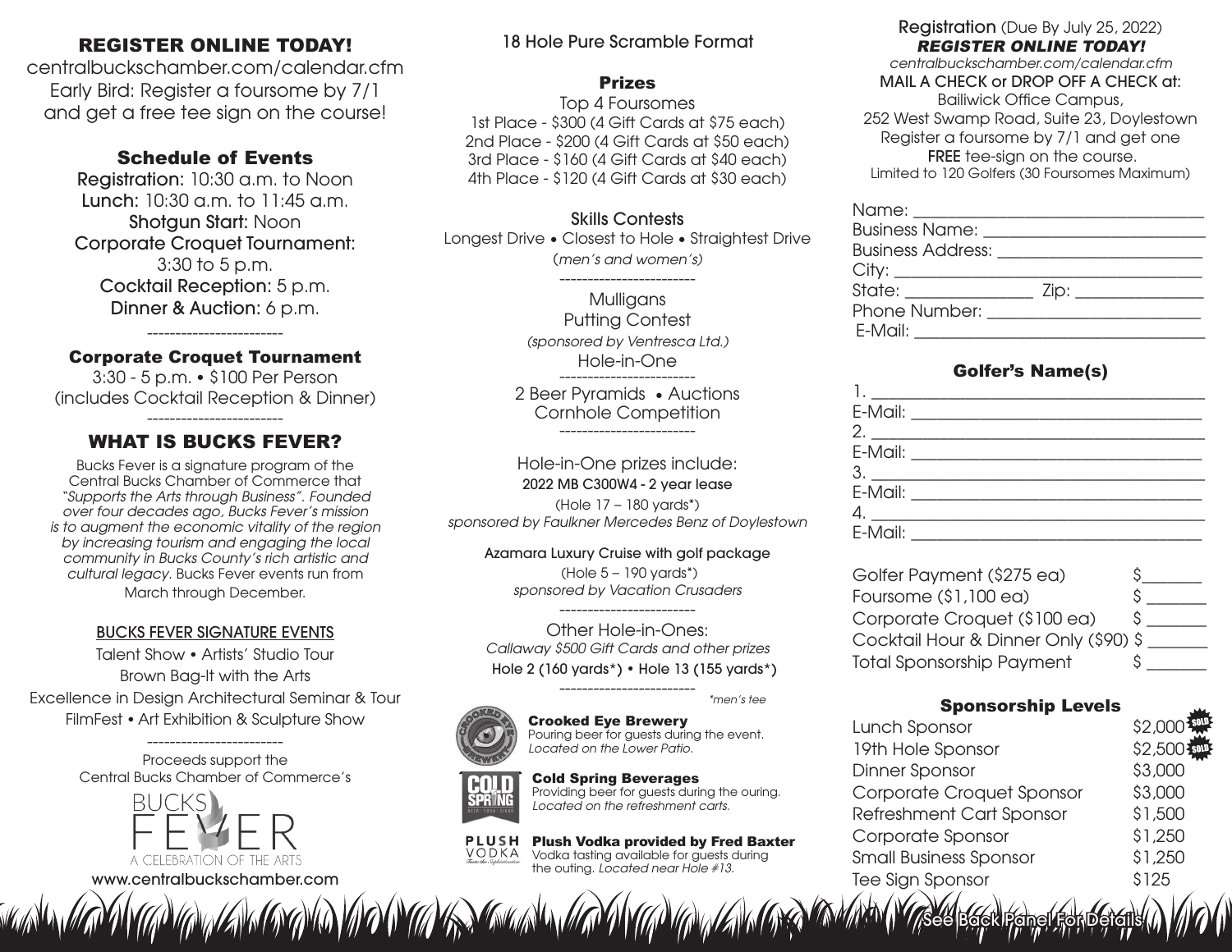## REGISTER ONLINE TODAY!

centralbuckschamber.com/calendar.cfm
Early Bird: Register a foursome by 7/1 and get a free tee sign on the course!

## Schedule of Events

Registration: 10:30 a.m. to Noon
Lunch: 10:30 a.m. to 11:45 a.m.
Shotgun Start: Noon
Corporate Croquet Tournament: 3:30 to 5 p.m.
Cocktail Reception: 5 p.m.
Dinner & Auction: 6 p.m.

------------------------

### Corporate Croquet Tournament

3:30 - 5 p.m. • $100 Per Person
(includes Cocktail Reception & Dinner)

------------------------

## WHAT IS BUCKS FEVER?

Bucks Fever is a signature program of the Central Bucks Chamber of Commerce that *"Supports the Arts through Business". Founded over four decades ago, Bucks Fever's mission is to augment the economic vitality of the region by increasing tourism and engaging the local community in Bucks County's rich artistic and cultural legacy.* Bucks Fever events run from March through December.

BUCKS FEVER SIGNATURE EVENTS

Talent Show • Artists' Studio Tour
Brown Bag-It with the Arts
Excellence in Design Architectural Seminar & Tour
FilmFest • Art Exhibition & Sculpture Show

------------------------

Proceeds support the Central Bucks Chamber of Commerce's

BUCKS FEVER
A CELEBRATION OF THE ARTS

www.centralbuckschamber.com

18 Hole Pure Scramble Format

### Prizes

Top 4 Foursomes
1st Place - $300 (4 Gift Cards at $75 each)
2nd Place - $200 (4 Gift Cards at $50 each)
3rd Place - $160 (4 Gift Cards at $40 each)
4th Place - $120 (4 Gift Cards at $30 each)

Skills Contests
Longest Drive • Closest to Hole • Straightest Drive
*(men's and women's)*

------------------------

Mulligans
Putting Contest
*(sponsored by Ventresca Ltd.)*
Hole-in-One

------------------------

2 Beer Pyramids • Auctions
Cornhole Competition

------------------------

Hole-in-One prizes include:
2022 MB C300W4 - 2 year lease
(Hole 17 – 180 yards*)
*sponsored by Faulkner Mercedes Benz of Doylestown*

Azamara Luxury Cruise with golf package
(Hole 5 – 190 yards*)
*sponsored by Vacation Crusaders*

------------------------

Other Hole-in-Ones:
*Callaway $500 Gift Cards and other prizes*
Hole 2 (160 yards*) • Hole 13 (155 yards*)

------------------------

*men's tee

**Crooked Eye Brewery**
Pouring beer for guests during the event. *Located on the Lower Patio.*

**Cold Spring Beverages**
Providing beer for guests during the ouring. *Located on the refreshment carts.*

**Plush Vodka provided by Fred Baxter**
Vodka tasting available for guests during the outing. *Located near Hole #13.*

Registration (Due By July 25, 2022)
***REGISTER ONLINE TODAY!***
*centralbuckschamber.com/calendar.cfm*
MAIL A CHECK or DROP OFF A CHECK at:
Bailiwick Office Campus,
252 West Swamp Road, Suite 23, Doylestown
Register a foursome by 7/1 and get one FREE tee-sign on the course.
Limited to 120 Golfers (30 Foursomes Maximum)

Name: ______________________________
Business Name: ______________________
Business Address: ____________________
City: _______________________________
State: _____________ Zip: _____________
Phone Number: ______________________
E-Mail: _____________________________

### Golfer's Name(s)

1. _________________________________
E-Mail: _____________________________
2. _________________________________
E-Mail: _____________________________
3. _________________________________
E-Mail: _____________________________
4. _________________________________
E-Mail: _____________________________

Golfer Payment ($275 ea) $_______
Foursome ($1,100 ea) $ _______
Corporate Croquet ($100 ea) $ _______
Cocktail Hour & Dinner Only ($90) $ _______
Total Sponsorship Payment $ _______

### Sponsorship Levels

| | |
|---|---|
| Lunch Sponsor | $2,000 SOLD |
| 19th Hole Sponsor | $2,500 SOLD |
| Dinner Sponsor | $3,000 |
| Corporate Croquet Sponsor | $3,000 |
| Refreshment Cart Sponsor | $1,500 |
| Corporate Sponsor | $1,250 |
| Small Business Sponsor | $1,250 |
| Tee Sign Sponsor | $125 |

See Back Panel For Details